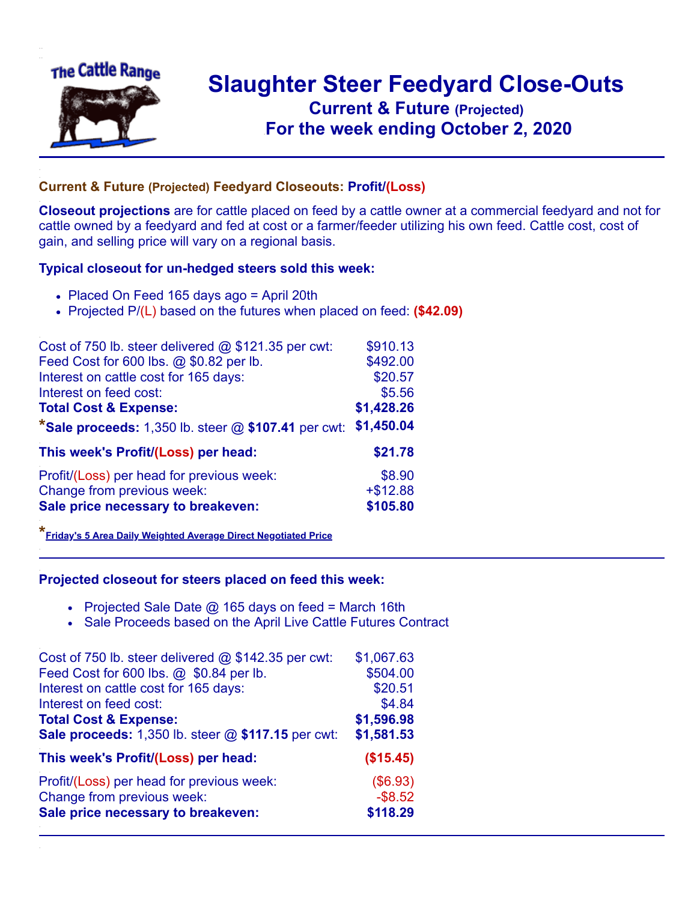# Slaughter Steer Feedyard Close-Outs

## Current & Future (Projected)

## For the week ending October 2, 2020

### Current & Future (Projected) Feedyard Closeouts: Profit/(Loss)

**Closeout projections** are for cattle placed on feed by a cattle owner at a commercial feedyard and not for cattle owned by a feedyard and fed at cost or a farmer/feeder utilizing his own feed. Cattle cost, cost of gain, and selling price will vary on a regional basis.

### Typical closeout for un-hedged steers sold this week:

- Placed On Feed 165 days ago = April 20th
- Projected P/(L) based on the futures when placed on feed: **($42.09)**

| | |
|---|---|
| Cost of 750 lb. steer delivered @ $121.35 per cwt: | $910.13 |
| Feed Cost for 600 lbs. @ $0.82 per lb. | $492.00 |
| Interest on cattle cost for 165 days: | $20.57 |
| Interest on feed cost: | $5.56 |
| **Total Cost & Expense:** | **$1,428.26** |
| ***Sale proceeds:** 1,350 lb. steer @ **$107.41** per cwt: | **$1,450.04** |
| **This week's Profit/(Loss) per head:** | **$21.78** |
| Profit/(Loss) per head for previous week: | $8.90 |
| Change from previous week: | +$12.88 |
| **Sale price necessary to breakeven:** | **$105.80** |

*Friday's 5 Area Daily Weighted Average Direct Negotiated Price

### Projected closeout for steers placed on feed this week:

- Projected Sale Date @ 165 days on feed = March 16th
- Sale Proceeds based on the April Live Cattle Futures Contract

| | |
|---|---|
| Cost of 750 lb. steer delivered @ $142.35 per cwt: | $1,067.63 |
| Feed Cost for 600 lbs. @ $0.84 per lb. | $504.00 |
| Interest on cattle cost for 165 days: | $20.51 |
| Interest on feed cost: | $4.84 |
| **Total Cost & Expense:** | **$1,596.98** |
| **Sale proceeds:** 1,350 lb. steer @ **$117.15** per cwt: | **$1,581.53** |
| **This week's Profit/(Loss) per head:** | **($15.45)** |
| Profit/(Loss) per head for previous week: | ($6.93) |
| Change from previous week: | -$8.52 |
| **Sale price necessary to breakeven:** | **$118.29** |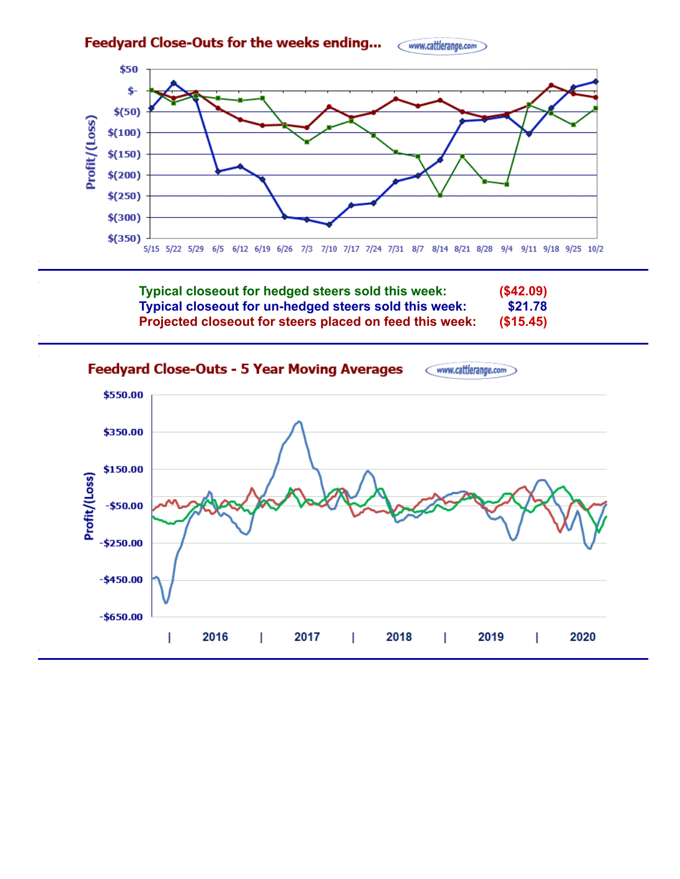## Feedyard Close-Outs for the weeks ending...

www.cattlerange.com

Profit/(Loss)

$50
$-
$(50)
$(100)
$(150)
$(200)
$(250)
$(300)
$(350)

5/15 5/22 5/29 6/5 6/12 6/19 6/26 7/3 7/10 7/17 7/24 7/31 8/7 8/14 8/21 8/28 9/4 9/11 9/18 9/25 10/2

---

**Typical closeout for hedged steers sold this week:** **($42.09)**
**Typical closeout for un-hedged steers sold this week:** **$21.78**
**Projected closeout for steers placed on feed this week:** **($15.45)**

---

## Feedyard Close-Outs - 5 Year Moving Averages

www.cattlerange.com

Profit/(Loss)

$550.00
$350.00
$150.00
-$50.00
-$250.00
-$450.00
-$650.00

| 2016 | 2017 | 2018 | 2019 | 2020

---